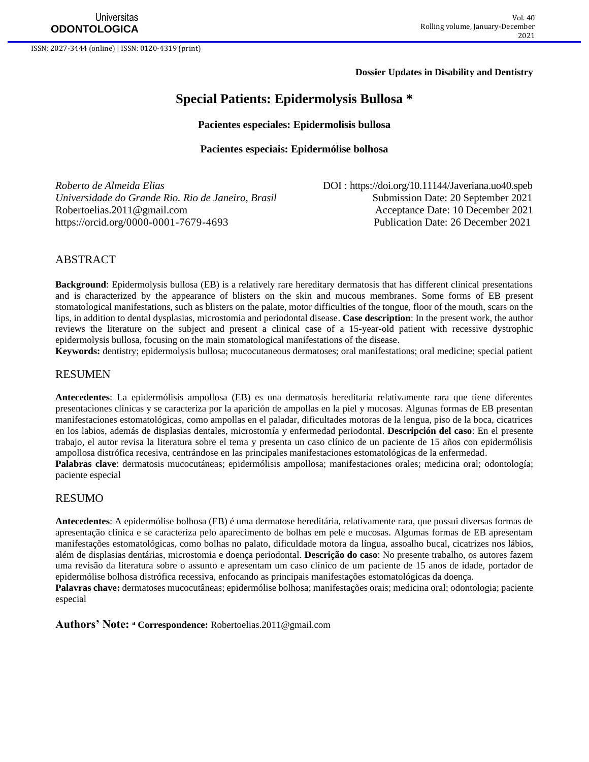**Dossier Updates in Disability and Dentistry**

# Special Patients: Epidermolysis Bullosa *

### Pacientes especiales: Epidermolisis bullosa

### Pacientes especiais: Epidermólise bolhosa

*Roberto de Almeida Elias*
*Universidade do Grande Rio. Rio de Janeiro, Brasil*
Robertoelias.2011@gmail.com
https://orcid.org/0000-0001-7679-4693

DOI : https://doi.org/10.11144/Javeriana.uo40.speb
Submission Date: 20 September 2021
Acceptance Date: 10 December 2021
Publication Date: 26 December 2021

## ABSTRACT

**Background**: Epidermolysis bullosa (EB) is a relatively rare hereditary dermatosis that has different clinical presentations and is characterized by the appearance of blisters on the skin and mucous membranes. Some forms of EB present stomatological manifestations, such as blisters on the palate, motor difficulties of the tongue, floor of the mouth, scars on the lips, in addition to dental dysplasias, microstomia and periodontal disease. **Case description**: In the present work, the author reviews the literature on the subject and present a clinical case of a 15-year-old patient with recessive dystrophic epidermolysis bullosa, focusing on the main stomatological manifestations of the disease.

**Keywords:** dentistry; epidermolysis bullosa; mucocutaneous dermatoses; oral manifestations; oral medicine; special patient

## RESUMEN

**Antecedentes**: La epidermólisis ampollosa (EB) es una dermatosis hereditaria relativamente rara que tiene diferentes presentaciones clínicas y se caracteriza por la aparición de ampollas en la piel y mucosas. Algunas formas de EB presentan manifestaciones estomatológicas, como ampollas en el paladar, dificultades motoras de la lengua, piso de la boca, cicatrices en los labios, además de displasias dentales, microstomía y enfermedad periodontal. **Descripción del caso**: En el presente trabajo, el autor revisa la literatura sobre el tema y presenta un caso clínico de un paciente de 15 años con epidermólisis ampollosa distrófica recesiva, centrándose en las principales manifestaciones estomatológicas de la enfermedad.

**Palabras clave**: dermatosis mucocutáneas; epidermólisis ampollosa; manifestaciones orales; medicina oral; odontología; paciente especial

## RESUMO

**Antecedentes**: A epidermólise bolhosa (EB) é uma dermatose hereditária, relativamente rara, que possui diversas formas de apresentação clínica e se caracteriza pelo aparecimento de bolhas em pele e mucosas. Algumas formas de EB apresentam manifestações estomatológicas, como bolhas no palato, dificuldade motora da língua, assoalho bucal, cicatrizes nos lábios, além de displasias dentárias, microstomia e doença periodontal. **Descrição do caso**: No presente trabalho, os autores fazem uma revisão da literatura sobre o assunto e apresentam um caso clínico de um paciente de 15 anos de idade, portador de epidermólise bolhosa distrófica recessiva, enfocando as principais manifestações estomatológicas da doença.

**Palavras chave:** dermatoses mucocutâneas; epidermólise bolhosa; manifestações orais; medicina oral; odontologia; paciente especial

**Authors' Note:** [a] **Correspondence:** Robertoelias.2011@gmail.com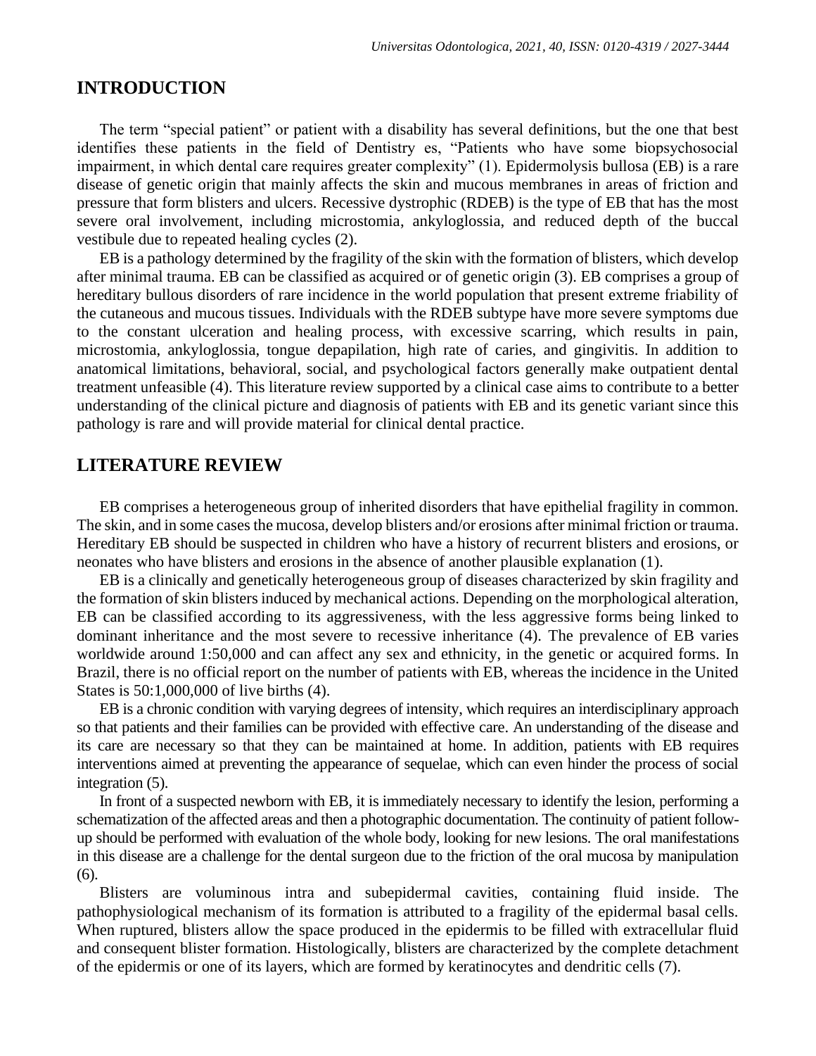## INTRODUCTION

The term "special patient" or patient with a disability has several definitions, but the one that best identifies these patients in the field of Dentistry es, "Patients who have some biopsychosocial impairment, in which dental care requires greater complexity" (1). Epidermolysis bullosa (EB) is a rare disease of genetic origin that mainly affects the skin and mucous membranes in areas of friction and pressure that form blisters and ulcers. Recessive dystrophic (RDEB) is the type of EB that has the most severe oral involvement, including microstomia, ankyloglossia, and reduced depth of the buccal vestibule due to repeated healing cycles (2).

EB is a pathology determined by the fragility of the skin with the formation of blisters, which develop after minimal trauma. EB can be classified as acquired or of genetic origin (3). EB comprises a group of hereditary bullous disorders of rare incidence in the world population that present extreme friability of the cutaneous and mucous tissues. Individuals with the RDEB subtype have more severe symptoms due to the constant ulceration and healing process, with excessive scarring, which results in pain, microstomia, ankyloglossia, tongue depapilation, high rate of caries, and gingivitis. In addition to anatomical limitations, behavioral, social, and psychological factors generally make outpatient dental treatment unfeasible (4). This literature review supported by a clinical case aims to contribute to a better understanding of the clinical picture and diagnosis of patients with EB and its genetic variant since this pathology is rare and will provide material for clinical dental practice.

## LITERATURE REVIEW

EB comprises a heterogeneous group of inherited disorders that have epithelial fragility in common. The skin, and in some cases the mucosa, develop blisters and/or erosions after minimal friction or trauma. Hereditary EB should be suspected in children who have a history of recurrent blisters and erosions, or neonates who have blisters and erosions in the absence of another plausible explanation (1).

EB is a clinically and genetically heterogeneous group of diseases characterized by skin fragility and the formation of skin blisters induced by mechanical actions. Depending on the morphological alteration, EB can be classified according to its aggressiveness, with the less aggressive forms being linked to dominant inheritance and the most severe to recessive inheritance (4). The prevalence of EB varies worldwide around 1:50,000 and can affect any sex and ethnicity, in the genetic or acquired forms. In Brazil, there is no official report on the number of patients with EB, whereas the incidence in the United States is 50:1,000,000 of live births (4).

EB is a chronic condition with varying degrees of intensity, which requires an interdisciplinary approach so that patients and their families can be provided with effective care. An understanding of the disease and its care are necessary so that they can be maintained at home. In addition, patients with EB requires interventions aimed at preventing the appearance of sequelae, which can even hinder the process of social integration (5).

In front of a suspected newborn with EB, it is immediately necessary to identify the lesion, performing a schematization of the affected areas and then a photographic documentation. The continuity of patient follow-up should be performed with evaluation of the whole body, looking for new lesions. The oral manifestations in this disease are a challenge for the dental surgeon due to the friction of the oral mucosa by manipulation (6).

Blisters are voluminous intra and subepidermal cavities, containing fluid inside. The pathophysiological mechanism of its formation is attributed to a fragility of the epidermal basal cells. When ruptured, blisters allow the space produced in the epidermis to be filled with extracellular fluid and consequent blister formation. Histologically, blisters are characterized by the complete detachment of the epidermis or one of its layers, which are formed by keratinocytes and dendritic cells (7).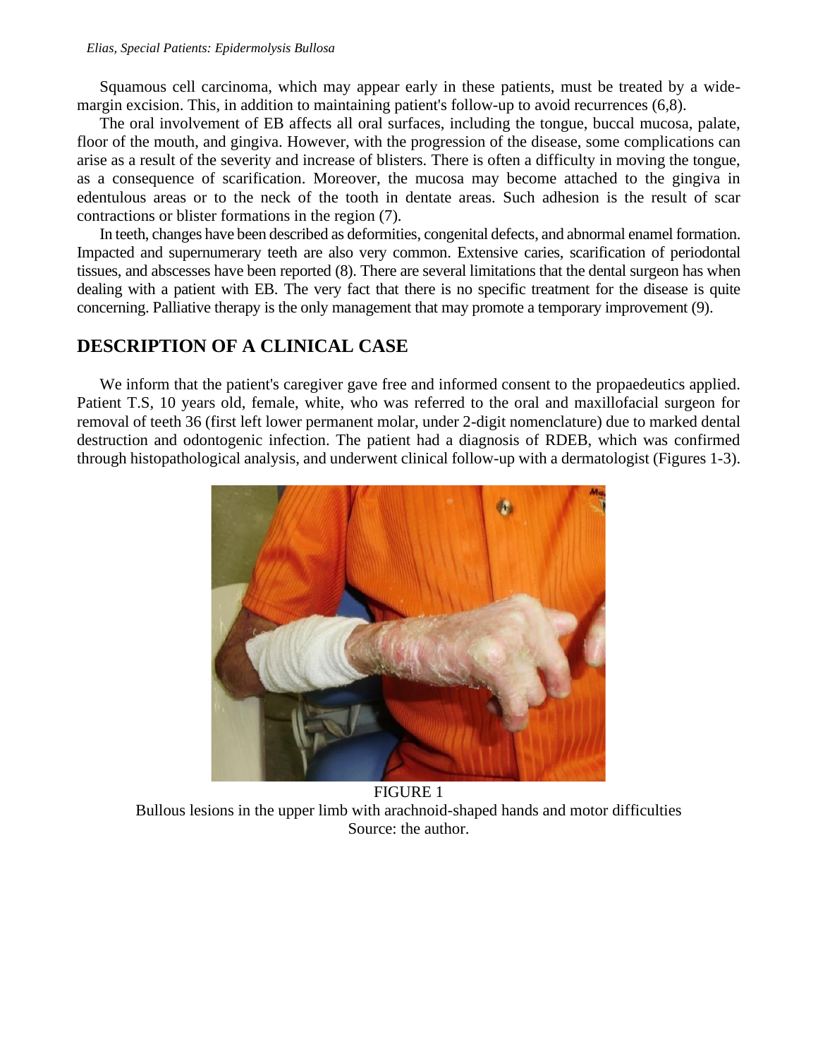Squamous cell carcinoma, which may appear early in these patients, must be treated by a wide-margin excision. This, in addition to maintaining patient's follow-up to avoid recurrences (6,8).

The oral involvement of EB affects all oral surfaces, including the tongue, buccal mucosa, palate, floor of the mouth, and gingiva. However, with the progression of the disease, some complications can arise as a result of the severity and increase of blisters. There is often a difficulty in moving the tongue, as a consequence of scarification. Moreover, the mucosa may become attached to the gingiva in edentulous areas or to the neck of the tooth in dentate areas. Such adhesion is the result of scar contractions or blister formations in the region (7).

In teeth, changes have been described as deformities, congenital defects, and abnormal enamel formation. Impacted and supernumerary teeth are also very common. Extensive caries, scarification of periodontal tissues, and abscesses have been reported (8). There are several limitations that the dental surgeon has when dealing with a patient with EB. The very fact that there is no specific treatment for the disease is quite concerning. Palliative therapy is the only management that may promote a temporary improvement (9).

## DESCRIPTION OF A CLINICAL CASE

We inform that the patient's caregiver gave free and informed consent to the propaedeutics applied. Patient T.S, 10 years old, female, white, who was referred to the oral and maxillofacial surgeon for removal of teeth 36 (first left lower permanent molar, under 2-digit nomenclature) due to marked dental destruction and odontogenic infection. The patient had a diagnosis of RDEB, which was confirmed through histopathological analysis, and underwent clinical follow-up with a dermatologist (Figures 1-3).

FIGURE 1
Bullous lesions in the upper limb with arachnoid-shaped hands and motor difficulties
Source: the author.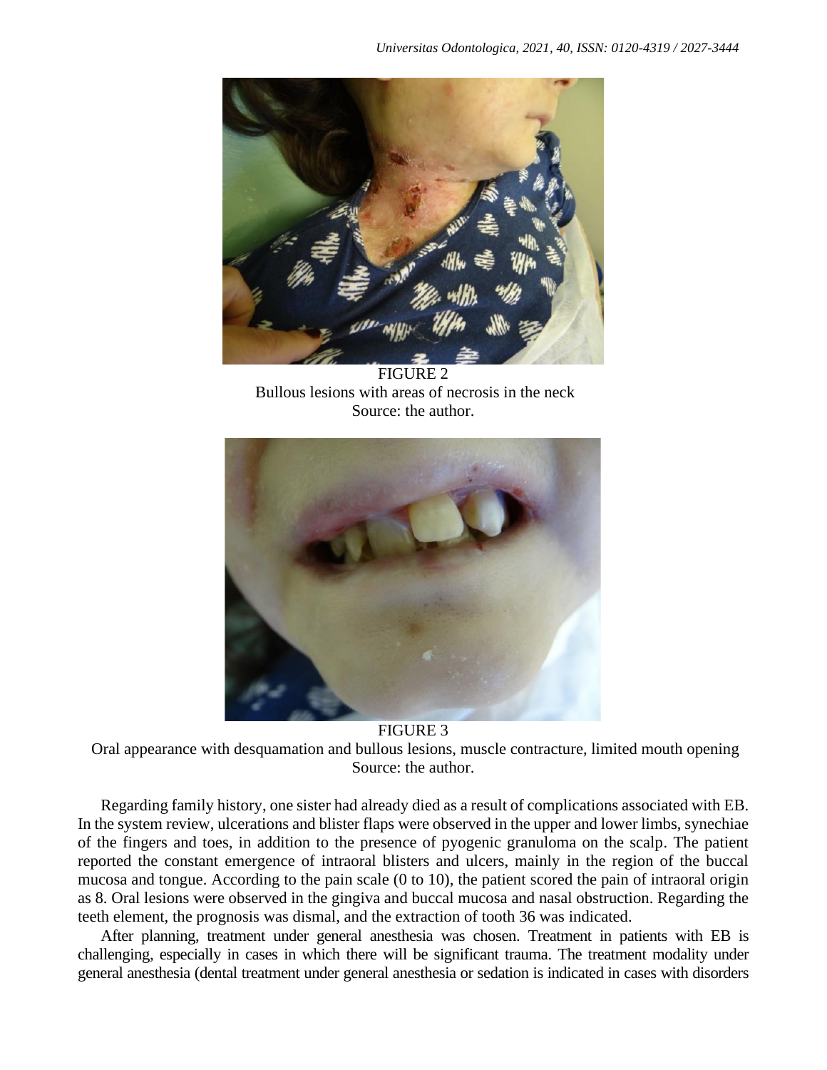FIGURE 2
Bullous lesions with areas of necrosis in the neck
Source: the author.

FIGURE 3
Oral appearance with desquamation and bullous lesions, muscle contracture, limited mouth opening
Source: the author.

Regarding family history, one sister had already died as a result of complications associated with EB. In the system review, ulcerations and blister flaps were observed in the upper and lower limbs, synechiae of the fingers and toes, in addition to the presence of pyogenic granuloma on the scalp. The patient reported the constant emergence of intraoral blisters and ulcers, mainly in the region of the buccal mucosa and tongue. According to the pain scale (0 to 10), the patient scored the pain of intraoral origin as 8. Oral lesions were observed in the gingiva and buccal mucosa and nasal obstruction. Regarding the teeth element, the prognosis was dismal, and the extraction of tooth 36 was indicated.

After planning, treatment under general anesthesia was chosen. Treatment in patients with EB is challenging, especially in cases in which there will be significant trauma. The treatment modality under general anesthesia (dental treatment under general anesthesia or sedation is indicated in cases with disorders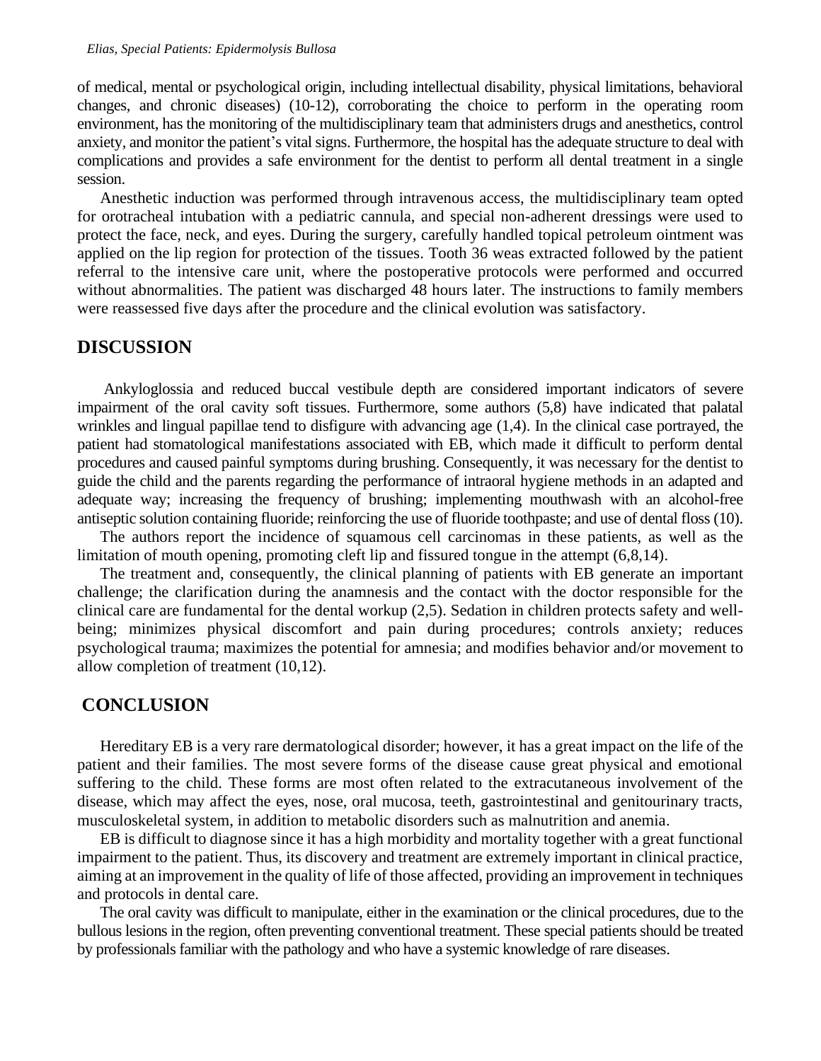of medical, mental or psychological origin, including intellectual disability, physical limitations, behavioral changes, and chronic diseases) (10-12), corroborating the choice to perform in the operating room environment, has the monitoring of the multidisciplinary team that administers drugs and anesthetics, control anxiety, and monitor the patient's vital signs. Furthermore, the hospital has the adequate structure to deal with complications and provides a safe environment for the dentist to perform all dental treatment in a single session.

Anesthetic induction was performed through intravenous access, the multidisciplinary team opted for orotracheal intubation with a pediatric cannula, and special non-adherent dressings were used to protect the face, neck, and eyes. During the surgery, carefully handled topical petroleum ointment was applied on the lip region for protection of the tissues. Tooth 36 weas extracted followed by the patient referral to the intensive care unit, where the postoperative protocols were performed and occurred without abnormalities. The patient was discharged 48 hours later. The instructions to family members were reassessed five days after the procedure and the clinical evolution was satisfactory.

## DISCUSSION

Ankyloglossia and reduced buccal vestibule depth are considered important indicators of severe impairment of the oral cavity soft tissues. Furthermore, some authors (5,8) have indicated that palatal wrinkles and lingual papillae tend to disfigure with advancing age (1,4). In the clinical case portrayed, the patient had stomatological manifestations associated with EB, which made it difficult to perform dental procedures and caused painful symptoms during brushing. Consequently, it was necessary for the dentist to guide the child and the parents regarding the performance of intraoral hygiene methods in an adapted and adequate way; increasing the frequency of brushing; implementing mouthwash with an alcohol-free antiseptic solution containing fluoride; reinforcing the use of fluoride toothpaste; and use of dental floss (10).

The authors report the incidence of squamous cell carcinomas in these patients, as well as the limitation of mouth opening, promoting cleft lip and fissured tongue in the attempt (6,8,14).

The treatment and, consequently, the clinical planning of patients with EB generate an important challenge; the clarification during the anamnesis and the contact with the doctor responsible for the clinical care are fundamental for the dental workup (2,5). Sedation in children protects safety and well-being; minimizes physical discomfort and pain during procedures; controls anxiety; reduces psychological trauma; maximizes the potential for amnesia; and modifies behavior and/or movement to allow completion of treatment (10,12).

## CONCLUSION

Hereditary EB is a very rare dermatological disorder; however, it has a great impact on the life of the patient and their families. The most severe forms of the disease cause great physical and emotional suffering to the child. These forms are most often related to the extracutaneous involvement of the disease, which may affect the eyes, nose, oral mucosa, teeth, gastrointestinal and genitourinary tracts, musculoskeletal system, in addition to metabolic disorders such as malnutrition and anemia.

EB is difficult to diagnose since it has a high morbidity and mortality together with a great functional impairment to the patient. Thus, its discovery and treatment are extremely important in clinical practice, aiming at an improvement in the quality of life of those affected, providing an improvement in techniques and protocols in dental care.

The oral cavity was difficult to manipulate, either in the examination or the clinical procedures, due to the bullous lesions in the region, often preventing conventional treatment. These special patients should be treated by professionals familiar with the pathology and who have a systemic knowledge of rare diseases.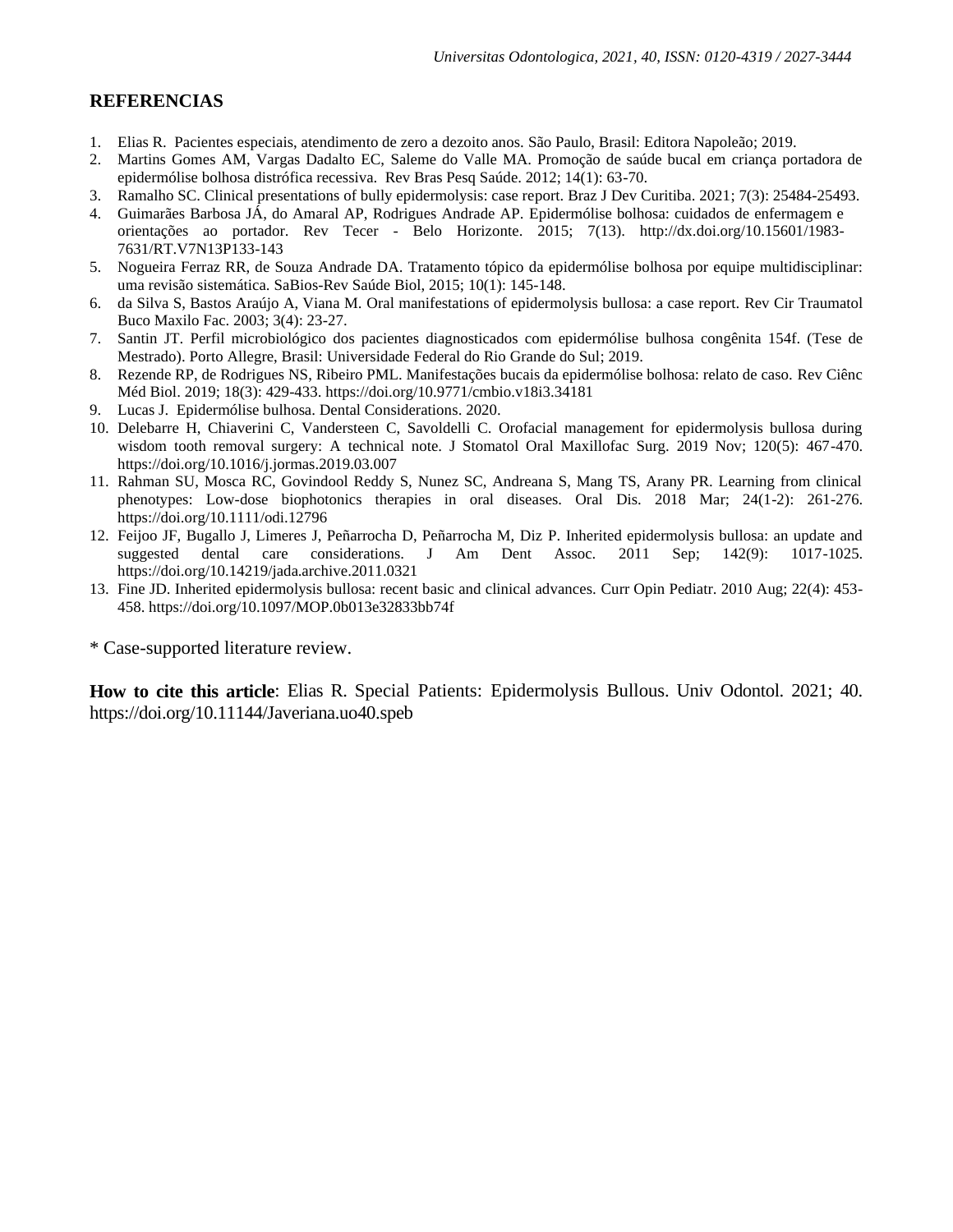## REFERENCIAS

1. Elias R. Pacientes especiais, atendimento de zero a dezoito anos. São Paulo, Brasil: Editora Napoleão; 2019.
2. Martins Gomes AM, Vargas Dadalto EC, Saleme do Valle MA. Promoção de saúde bucal em criança portadora de epidermólise bolhosa distrófica recessiva. Rev Bras Pesq Saúde. 2012; 14(1): 63-70.
3. Ramalho SC. Clinical presentations of bully epidermolysis: case report. Braz J Dev Curitiba. 2021; 7(3): 25484-25493.
4. Guimarães Barbosa JÁ, do Amaral AP, Rodrigues Andrade AP. Epidermólise bolhosa: cuidados de enfermagem e orientações ao portador. Rev Tecer - Belo Horizonte. 2015; 7(13). http://dx.doi.org/10.15601/1983-7631/RT.V7N13P133-143
5. Nogueira Ferraz RR, de Souza Andrade DA. Tratamento tópico da epidermólise bolhosa por equipe multidisciplinar: uma revisão sistemática. SaBios-Rev Saúde Biol, 2015; 10(1): 145-148.
6. da Silva S, Bastos Araújo A, Viana M. Oral manifestations of epidermolysis bullosa: a case report. Rev Cir Traumatol Buco Maxilo Fac. 2003; 3(4): 23-27.
7. Santin JT. Perfil microbiológico dos pacientes diagnosticados com epidermólise bulhosa congênita 154f. (Tese de Mestrado). Porto Allegre, Brasil: Universidade Federal do Rio Grande do Sul; 2019.
8. Rezende RP, de Rodrigues NS, Ribeiro PML. Manifestações bucais da epidermólise bolhosa: relato de caso. Rev Ciênc Méd Biol. 2019; 18(3): 429-433. https://doi.org/10.9771/cmbio.v18i3.34181
9. Lucas J. Epidermólise bulhosa. Dental Considerations. 2020.
10. Delebarre H, Chiaverini C, Vandersteen C, Savoldelli C. Orofacial management for epidermolysis bullosa during wisdom tooth removal surgery: A technical note. J Stomatol Oral Maxillofac Surg. 2019 Nov; 120(5): 467-470. https://doi.org/10.1016/j.jormas.2019.03.007
11. Rahman SU, Mosca RC, Govindool Reddy S, Nunez SC, Andreana S, Mang TS, Arany PR. Learning from clinical phenotypes: Low-dose biophotonics therapies in oral diseases. Oral Dis. 2018 Mar; 24(1-2): 261-276. https://doi.org/10.1111/odi.12796
12. Feijoo JF, Bugallo J, Limeres J, Peñarrocha D, Peñarrocha M, Diz P. Inherited epidermolysis bullosa: an update and suggested dental care considerations. J Am Dent Assoc. 2011 Sep; 142(9): 1017-1025. https://doi.org/10.14219/jada.archive.2011.0321
13. Fine JD. Inherited epidermolysis bullosa: recent basic and clinical advances. Curr Opin Pediatr. 2010 Aug; 22(4): 453-458. https://doi.org/10.1097/MOP.0b013e32833bb74f

* Case-supported literature review.

**How to cite this article**: Elias R. Special Patients: Epidermolysis Bullous. Univ Odontol. 2021; 40. https://doi.org/10.11144/Javeriana.uo40.speb